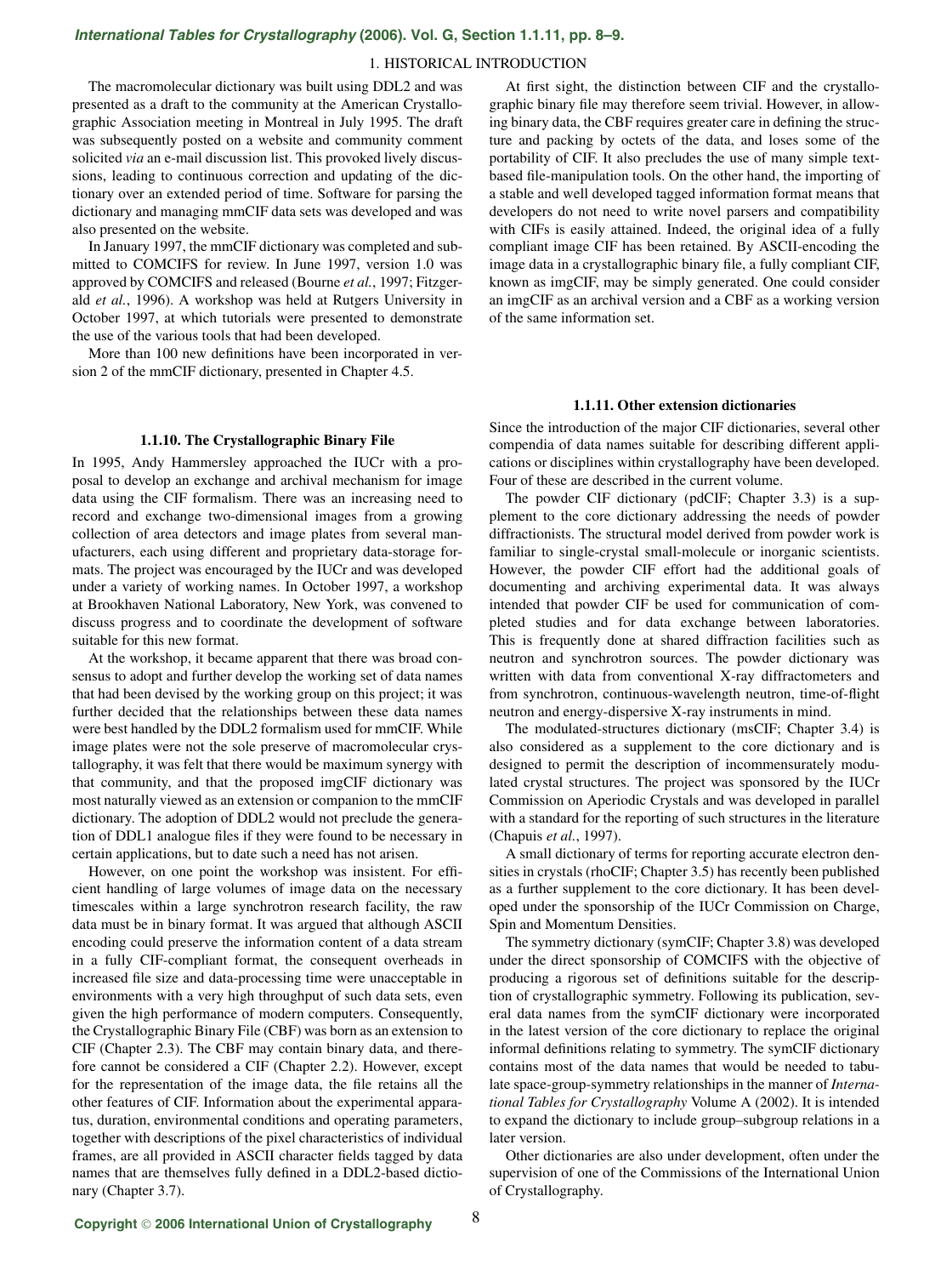The macromolecular dictionary was built using DDL2 and was presented as a draft to the community at the American Crystallographic Association meeting in Montreal in July 1995. The draft was subsequently posted on a website and community comment solicited *via* an e-mail discussion list. This provoked lively discussions, leading to continuous correction and updating of the dictionary over an extended period of time. Software for parsing the dictionary and managing mmCIF data sets was developed and was also presented on the website.

In January 1997, the mmCIF dictionary was completed and submitted to COMCIFS for review. In June 1997, version 1.0 was approved by COMCIFS and released (Bourne *et al.*, 1997; Fitzgerald *et al.*, 1996). A workshop was held at Rutgers University in October 1997, at which tutorials were presented to demonstrate the use of the various tools that had been developed.

More than 100 new definitions have been incorporated in version 2 of the mmCIF dictionary, presented in Chapter 4.5.

### 1.1.10. The Crystallographic Binary File

In 1995, Andy Hammersley approached the IUCr with a proposal to develop an exchange and archival mechanism for image data using the CIF formalism. There was an increasing need to record and exchange two-dimensional images from a growing collection of area detectors and image plates from several manufacturers, each using different and proprietary data-storage formats. The project was encouraged by the IUCr and was developed under a variety of working names. In October 1997, a workshop at Brookhaven National Laboratory, New York, was convened to discuss progress and to coordinate the development of software suitable for this new format.

At the workshop, it became apparent that there was broad consensus to adopt and further develop the working set of data names that had been devised by the working group on this project; it was further decided that the relationships between these data names were best handled by the DDL2 formalism used for mmCIF. While image plates were not the sole preserve of macromolecular crystallography, it was felt that there would be maximum synergy with that community, and that the proposed imgCIF dictionary was most naturally viewed as an extension or companion to the mmCIF dictionary. The adoption of DDL2 would not preclude the generation of DDL1 analogue files if they were found to be necessary in certain applications, but to date such a need has not arisen.

However, on one point the workshop was insistent. For efficient handling of large volumes of image data on the necessary timescales within a large synchrotron research facility, the raw data must be in binary format. It was argued that although ASCII encoding could preserve the information content of a data stream in a fully CIF-compliant format, the consequent overheads in increased file size and data-processing time were unacceptable in environments with a very high throughput of such data sets, even given the high performance of modern computers. Consequently, the Crystallographic Binary File (CBF) was born as an extension to CIF (Chapter 2.3). The CBF may contain binary data, and therefore cannot be considered a CIF (Chapter 2.2). However, except for the representation of the image data, the file retains all the other features of CIF. Information about the experimental apparatus, duration, environmental conditions and operating parameters, together with descriptions of the pixel characteristics of individual frames, are all provided in ASCII character fields tagged by data names that are themselves fully defined in a DDL2-based dictionary (Chapter 3.7).

At first sight, the distinction between CIF and the crystallographic binary file may therefore seem trivial. However, in allowing binary data, the CBF requires greater care in defining the structure and packing by octets of the data, and loses some of the portability of CIF. It also precludes the use of many simple text-based file-manipulation tools. On the other hand, the importing of a stable and well developed tagged information format means that developers do not need to write novel parsers and compatibility with CIFs is easily attained. Indeed, the original idea of a fully compliant image CIF has been retained. By ASCII-encoding the image data in a crystallographic binary file, a fully compliant CIF, known as imgCIF, may be simply generated. One could consider an imgCIF as an archival version and a CBF as a working version of the same information set.

### 1.1.11. Other extension dictionaries

Since the introduction of the major CIF dictionaries, several other compendia of data names suitable for describing different applications or disciplines within crystallography have been developed. Four of these are described in the current volume.

The powder CIF dictionary (pdCIF; Chapter 3.3) is a supplement to the core dictionary addressing the needs of powder diffractionists. The structural model derived from powder work is familiar to single-crystal small-molecule or inorganic scientists. However, the powder CIF effort had the additional goals of documenting and archiving experimental data. It was always intended that powder CIF be used for communication of completed studies and for data exchange between laboratories. This is frequently done at shared diffraction facilities such as neutron and synchrotron sources. The powder dictionary was written with data from conventional X-ray diffractometers and from synchrotron, continuous-wavelength neutron, time-of-flight neutron and energy-dispersive X-ray instruments in mind.

The modulated-structures dictionary (msCIF; Chapter 3.4) is also considered as a supplement to the core dictionary and is designed to permit the description of incommensurately modulated crystal structures. The project was sponsored by the IUCr Commission on Aperiodic Crystals and was developed in parallel with a standard for the reporting of such structures in the literature (Chapuis *et al.*, 1997).

A small dictionary of terms for reporting accurate electron densities in crystals (rhoCIF; Chapter 3.5) has recently been published as a further supplement to the core dictionary. It has been developed under the sponsorship of the IUCr Commission on Charge, Spin and Momentum Densities.

The symmetry dictionary (symCIF; Chapter 3.8) was developed under the direct sponsorship of COMCIFS with the objective of producing a rigorous set of definitions suitable for the description of crystallographic symmetry. Following its publication, several data names from the symCIF dictionary were incorporated in the latest version of the core dictionary to replace the original informal definitions relating to symmetry. The symCIF dictionary contains most of the data names that would be needed to tabulate space-group-symmetry relationships in the manner of *International Tables for Crystallography* Volume A (2002). It is intended to expand the dictionary to include group–subgroup relations in a later version.

Other dictionaries are also under development, often under the supervision of one of the Commissions of the International Union of Crystallography.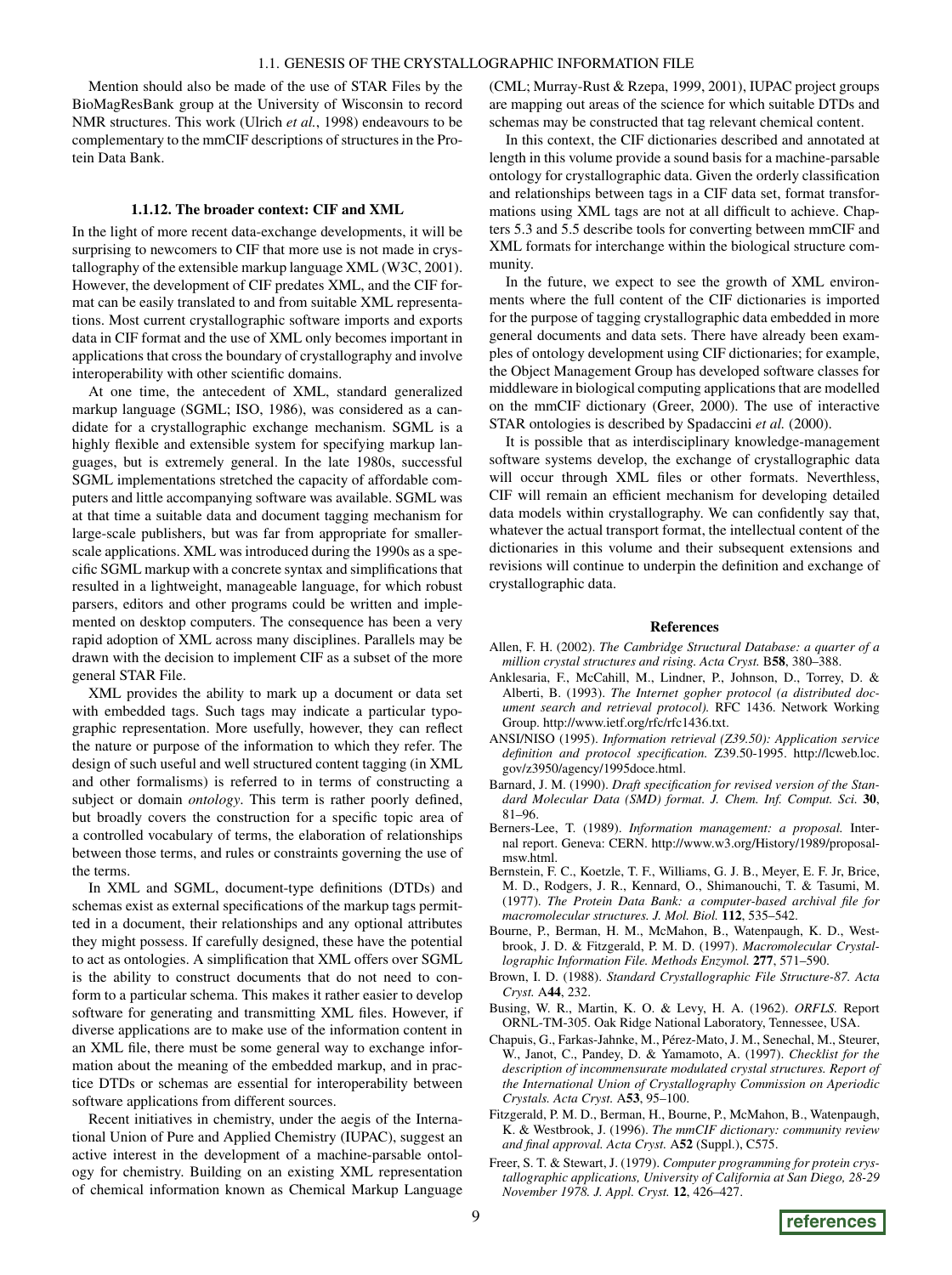Mention should also be made of the use of STAR Files by the BioMagResBank group at the University of Wisconsin to record NMR structures. This work (Ulrich *et al.*, 1998) endeavours to be complementary to the mmCIF descriptions of structures in the Protein Data Bank.

### 1.1.12. The broader context: CIF and XML

In the light of more recent data-exchange developments, it will be surprising to newcomers to CIF that more use is not made in crystallography of the extensible markup language XML (W3C, 2001). However, the development of CIF predates XML, and the CIF format can be easily translated to and from suitable XML representations. Most current crystallographic software imports and exports data in CIF format and the use of XML only becomes important in applications that cross the boundary of crystallography and involve interoperability with other scientific domains.

At one time, the antecedent of XML, standard generalized markup language (SGML; ISO, 1986), was considered as a candidate for a crystallographic exchange mechanism. SGML is a highly flexible and extensible system for specifying markup languages, but is extremely general. In the late 1980s, successful SGML implementations stretched the capacity of affordable computers and little accompanying software was available. SGML was at that time a suitable data and document tagging mechanism for large-scale publishers, but was far from appropriate for smaller-scale applications. XML was introduced during the 1990s as a specific SGML markup with a concrete syntax and simplifications that resulted in a lightweight, manageable language, for which robust parsers, editors and other programs could be written and implemented on desktop computers. The consequence has been a very rapid adoption of XML across many disciplines. Parallels may be drawn with the decision to implement CIF as a subset of the more general STAR File.

XML provides the ability to mark up a document or data set with embedded tags. Such tags may indicate a particular typographic representation. More usefully, however, they can reflect the nature or purpose of the information to which they refer. The design of such useful and well structured content tagging (in XML and other formalisms) is referred to in terms of constructing a subject or domain *ontology*. This term is rather poorly defined, but broadly covers the construction for a specific topic area of a controlled vocabulary of terms, the elaboration of relationships between those terms, and rules or constraints governing the use of the terms.

In XML and SGML, document-type definitions (DTDs) and schemas exist as external specifications of the markup tags permitted in a document, their relationships and any optional attributes they might possess. If carefully designed, these have the potential to act as ontologies. A simplification that XML offers over SGML is the ability to construct documents that do not need to conform to a particular schema. This makes it rather easier to develop software for generating and transmitting XML files. However, if diverse applications are to make use of the information content in an XML file, there must be some general way to exchange information about the meaning of the embedded markup, and in practice DTDs or schemas are essential for interoperability between software applications from different sources.

Recent initiatives in chemistry, under the aegis of the International Union of Pure and Applied Chemistry (IUPAC), suggest an active interest in the development of a machine-parsable ontology for chemistry. Building on an existing XML representation of chemical information known as Chemical Markup Language (CML; Murray-Rust & Rzepa, 1999, 2001), IUPAC project groups are mapping out areas of the science for which suitable DTDs and schemas may be constructed that tag relevant chemical content.

In this context, the CIF dictionaries described and annotated at length in this volume provide a sound basis for a machine-parsable ontology for crystallographic data. Given the orderly classification and relationships between tags in a CIF data set, format transformations using XML tags are not at all difficult to achieve. Chapters 5.3 and 5.5 describe tools for converting between mmCIF and XML formats for interchange within the biological structure community.

In the future, we expect to see the growth of XML environments where the full content of the CIF dictionaries is imported for the purpose of tagging crystallographic data embedded in more general documents and data sets. There have already been examples of ontology development using CIF dictionaries; for example, the Object Management Group has developed software classes for middleware in biological computing applications that are modelled on the mmCIF dictionary (Greer, 2000). The use of interactive STAR ontologies is described by Spadaccini *et al.* (2000).

It is possible that as interdisciplinary knowledge-management software systems develop, the exchange of crystallographic data will occur through XML files or other formats. Neverthless, CIF will remain an efficient mechanism for developing detailed data models within crystallography. We can confidently say that, whatever the actual transport format, the intellectual content of the dictionaries in this volume and their subsequent extensions and revisions will continue to underpin the definition and exchange of crystallographic data.

### References

Allen, F. H. (2002). *The Cambridge Structural Database: a quarter of a million crystal structures and rising. Acta Cryst.* B**58**, 380–388.

Anklesaria, F., McCahill, M., Lindner, P., Johnson, D., Torrey, D. & Alberti, B. (1993). *The Internet gopher protocol (a distributed document search and retrieval protocol).* RFC 1436. Network Working Group. http://www.ietf.org/rfc/rfc1436.txt.

ANSI/NISO (1995). *Information retrieval (Z39.50): Application service definition and protocol specification.* Z39.50-1995. http://lcweb.loc.gov/z3950/agency/1995doce.html.

Barnard, J. M. (1990). *Draft specification for revised version of the Standard Molecular Data (SMD) format. J. Chem. Inf. Comput. Sci.* **30**, 81–96.

Berners-Lee, T. (1989). *Information management: a proposal.* Internal report. Geneva: CERN. http://www.w3.org/History/1989/proposal-msw.html.

Bernstein, F. C., Koetzle, T. F., Williams, G. J. B., Meyer, E. F. Jr, Brice, M. D., Rodgers, J. R., Kennard, O., Shimanouchi, T. & Tasumi, M. (1977). *The Protein Data Bank: a computer-based archival file for macromolecular structures. J. Mol. Biol.* **112**, 535–542.

Bourne, P., Berman, H. M., McMahon, B., Watenpaugh, K. D., Westbrook, J. D. & Fitzgerald, P. M. D. (1997). *Macromolecular Crystallographic Information File. Methods Enzymol.* **277**, 571–590.

Brown, I. D. (1988). *Standard Crystallographic File Structure-87. Acta Cryst.* A**44**, 232.

Busing, W. R., Martin, K. O. & Levy, H. A. (1962). *ORFLS.* Report ORNL-TM-305. Oak Ridge National Laboratory, Tennessee, USA.

Chapuis, G., Farkas-Jahnke, M., Pérez-Mato, J. M., Senechal, M., Steurer, W., Janot, C., Pandey, D. & Yamamoto, A. (1997). *Checklist for the description of incommensurate modulated crystal structures. Report of the International Union of Crystallography Commission on Aperiodic Crystals. Acta Cryst.* A**53**, 95–100.

Fitzgerald, P. M. D., Berman, H., Bourne, P., McMahon, B., Watenpaugh, K. & Westbrook, J. (1996). *The mmCIF dictionary: community review and final approval. Acta Cryst.* A**52** (Suppl.), C575.

Freer, S. T. & Stewart, J. (1979). *Computer programming for protein crystallographic applications, University of California at San Diego, 28-29 November 1978. J. Appl. Cryst.* **12**, 426–427.